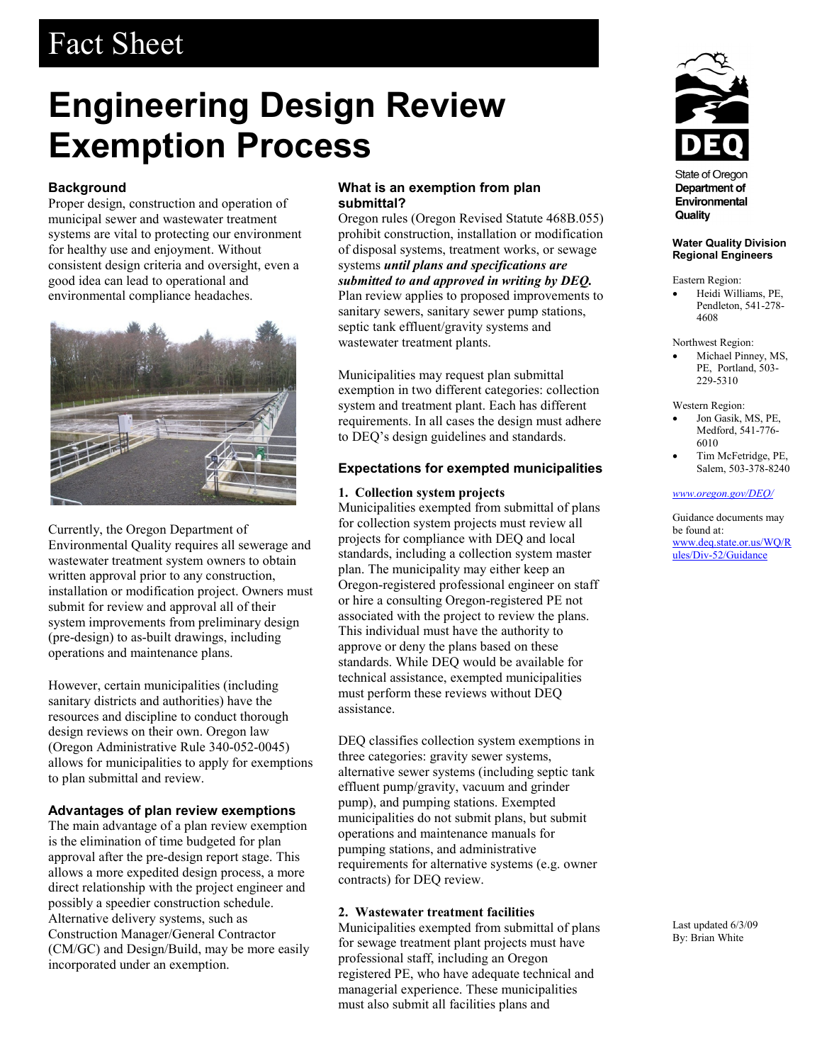# Fact Sheet

# Engineering Design Review Exemption Process

## Background

Proper design, construction and operation of municipal sewer and wastewater treatment systems are vital to protecting our environment for healthy use and enjoyment. Without consistent design criteria and oversight, even a good idea can lead to operational and environmental compliance headaches.

Currently, the Oregon Department of Environmental Quality requires all sewerage and wastewater treatment system owners to obtain written approval prior to any construction, installation or modification project. Owners must submit for review and approval all of their system improvements from preliminary design (pre-design) to as-built drawings, including operations and maintenance plans.

However, certain municipalities (including sanitary districts and authorities) have the resources and discipline to conduct thorough design reviews on their own. Oregon law (Oregon Administrative Rule 340-052-0045) allows for municipalities to apply for exemptions to plan submittal and review.

## Advantages of plan review exemptions

The main advantage of a plan review exemption is the elimination of time budgeted for plan approval after the pre-design report stage. This allows a more expedited design process, a more direct relationship with the project engineer and possibly a speedier construction schedule. Alternative delivery systems, such as Construction Manager/General Contractor (CM/GC) and Design/Build, may be more easily incorporated under an exemption.

## What is an exemption from plan submittal?

Oregon rules (Oregon Revised Statute 468B.055) prohibit construction, installation or modification of disposal systems, treatment works, or sewage systems ***until plans and specifications are submitted to and approved in writing by DEQ.*** Plan review applies to proposed improvements to sanitary sewers, sanitary sewer pump stations, septic tank effluent/gravity systems and wastewater treatment plants.

Municipalities may request plan submittal exemption in two different categories: collection system and treatment plant. Each has different requirements. In all cases the design must adhere to DEQ's design guidelines and standards.

## Expectations for exempted municipalities

### 1. Collection system projects

Municipalities exempted from submittal of plans for collection system projects must review all projects for compliance with DEQ and local standards, including a collection system master plan. The municipality may either keep an Oregon-registered professional engineer on staff or hire a consulting Oregon-registered PE not associated with the project to review the plans. This individual must have the authority to approve or deny the plans based on these standards. While DEQ would be available for technical assistance, exempted municipalities must perform these reviews without DEQ assistance.

DEQ classifies collection system exemptions in three categories: gravity sewer systems, alternative sewer systems (including septic tank effluent pump/gravity, vacuum and grinder pump), and pumping stations. Exempted municipalities do not submit plans, but submit operations and maintenance manuals for pumping stations, and administrative requirements for alternative systems (e.g. owner contracts) for DEQ review.

### 2. Wastewater treatment facilities

Municipalities exempted from submittal of plans for sewage treatment plant projects must have professional staff, including an Oregon registered PE, who have adequate technical and managerial experience. These municipalities must also submit all facilities plans and

---

State of Oregon
**Department of Environmental Quality**

**Water Quality Division Regional Engineers**

Eastern Region:
- Heidi Williams, PE, Pendleton, 541-278-4608

Northwest Region:
- Michael Pinney, MS, PE, Portland, 503-229-5310

Western Region:
- Jon Gasik, MS, PE, Medford, 541-776-6010
- Tim McFetridge, PE, Salem, 503-378-8240

*www.oregon.gov/DEQ/*

Guidance documents may be found at: www.deq.state.or.us/WQ/Rules/Div-52/Guidance

Last updated 6/3/09
By: Brian White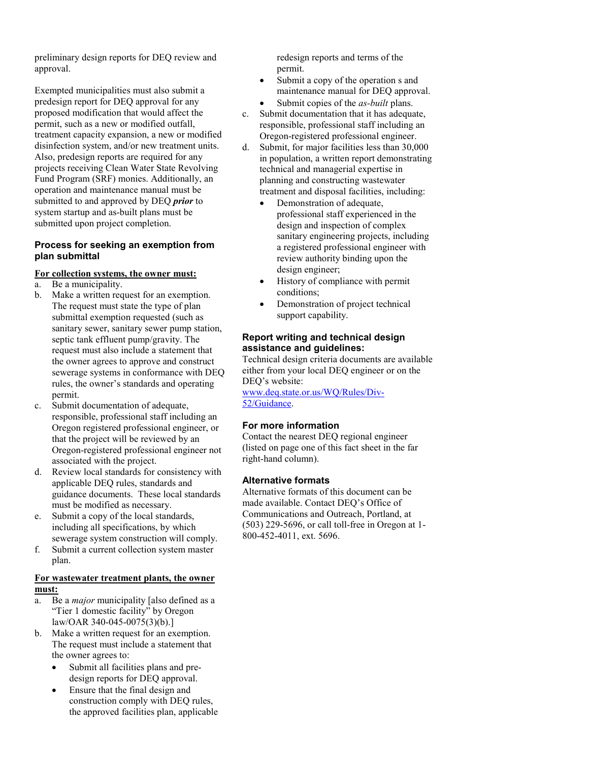preliminary design reports for DEQ review and approval.

Exempted municipalities must also submit a predesign report for DEQ approval for any proposed modification that would affect the permit, such as a new or modified outfall, treatment capacity expansion, a new or modified disinfection system, and/or new treatment units. Also, predesign reports are required for any projects receiving Clean Water State Revolving Fund Program (SRF) monies. Additionally, an operation and maintenance manual must be submitted to and approved by DEQ ***prior*** to system startup and as-built plans must be submitted upon project completion.

### Process for seeking an exemption from plan submittal

**For collection systems, the owner must:**

a. Be a municipality.
b. Make a written request for an exemption. The request must state the type of plan submittal exemption requested (such as sanitary sewer, sanitary sewer pump station, septic tank effluent pump/gravity. The request must also include a statement that the owner agrees to approve and construct sewerage systems in conformance with DEQ rules, the owner's standards and operating permit.
c. Submit documentation of adequate, responsible, professional staff including an Oregon registered professional engineer, or that the project will be reviewed by an Oregon-registered professional engineer not associated with the project.
d. Review local standards for consistency with applicable DEQ rules, standards and guidance documents. These local standards must be modified as necessary.
e. Submit a copy of the local standards, including all specifications, by which sewerage system construction will comply.
f. Submit a current collection system master plan.

**For wastewater treatment plants, the owner must:**

a. Be a *major* municipality [also defined as a "Tier 1 domestic facility" by Oregon law/OAR 340-045-0075(3)(b).]
b. Make a written request for an exemption. The request must include a statement that the owner agrees to:
   - Submit all facilities plans and pre-design reports for DEQ approval.
   - Ensure that the final design and construction comply with DEQ rules, the approved facilities plan, applicable redesign reports and terms of the permit.
   - Submit a copy of the operation s and maintenance manual for DEQ approval.
   - Submit copies of the *as-built* plans.
c. Submit documentation that it has adequate, responsible, professional staff including an Oregon-registered professional engineer.
d. Submit, for major facilities less than 30,000 in population, a written report demonstrating technical and managerial expertise in planning and constructing wastewater treatment and disposal facilities, including:
   - Demonstration of adequate, professional staff experienced in the design and inspection of complex sanitary engineering projects, including a registered professional engineer with review authority binding upon the design engineer;
   - History of compliance with permit conditions;
   - Demonstration of project technical support capability.

### Report writing and technical design assistance and guidelines:

Technical design criteria documents are available either from your local DEQ engineer or on the DEQ's website: www.deq.state.or.us/WQ/Rules/Div-52/Guidance.

### For more information

Contact the nearest DEQ regional engineer (listed on page one of this fact sheet in the far right-hand column).

### Alternative formats

Alternative formats of this document can be made available. Contact DEQ's Office of Communications and Outreach, Portland, at (503) 229-5696, or call toll-free in Oregon at 1-800-452-4011, ext. 5696.